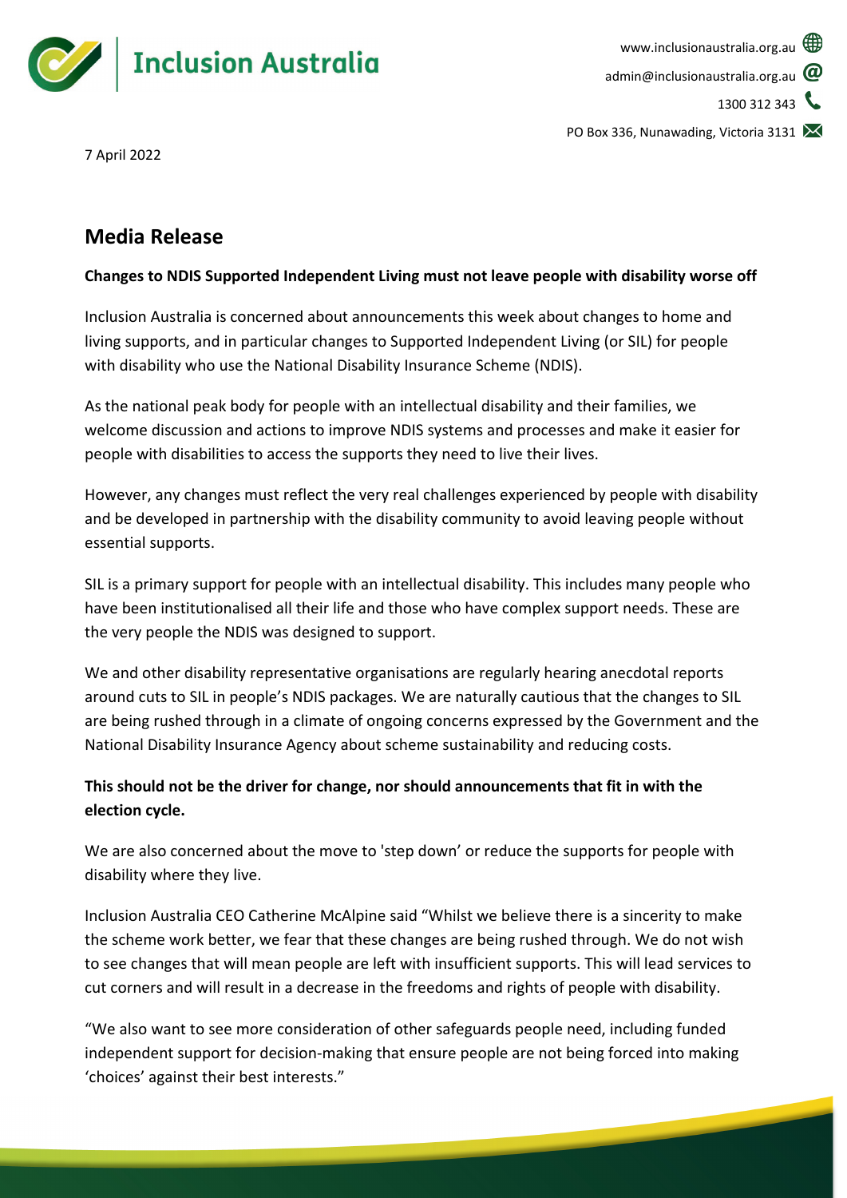Inclusion Australia

www.inclusionaustralia.org.au

admin@inclusionaustralia.org.au

1300 312 343

PO Box 336, Nunawading, Victoria 3131

7 April 2022

## Media Release

**Changes to NDIS Supported Independent Living must not leave people with disability worse off**

Inclusion Australia is concerned about announcements this week about changes to home and living supports, and in particular changes to Supported Independent Living (or SIL) for people with disability who use the National Disability Insurance Scheme (NDIS).

As the national peak body for people with an intellectual disability and their families, we welcome discussion and actions to improve NDIS systems and processes and make it easier for people with disabilities to access the supports they need to live their lives.

However, any changes must reflect the very real challenges experienced by people with disability and be developed in partnership with the disability community to avoid leaving people without essential supports.

SIL is a primary support for people with an intellectual disability. This includes many people who have been institutionalised all their life and those who have complex support needs. These are the very people the NDIS was designed to support.

We and other disability representative organisations are regularly hearing anecdotal reports around cuts to SIL in people's NDIS packages. We are naturally cautious that the changes to SIL are being rushed through in a climate of ongoing concerns expressed by the Government and the National Disability Insurance Agency about scheme sustainability and reducing costs.

**This should not be the driver for change, nor should announcements that fit in with the election cycle.**

We are also concerned about the move to 'step down' or reduce the supports for people with disability where they live.

Inclusion Australia CEO Catherine McAlpine said "Whilst we believe there is a sincerity to make the scheme work better, we fear that these changes are being rushed through. We do not wish to see changes that will mean people are left with insufficient supports. This will lead services to cut corners and will result in a decrease in the freedoms and rights of people with disability.

"We also want to see more consideration of other safeguards people need, including funded independent support for decision-making that ensure people are not being forced into making 'choices' against their best interests."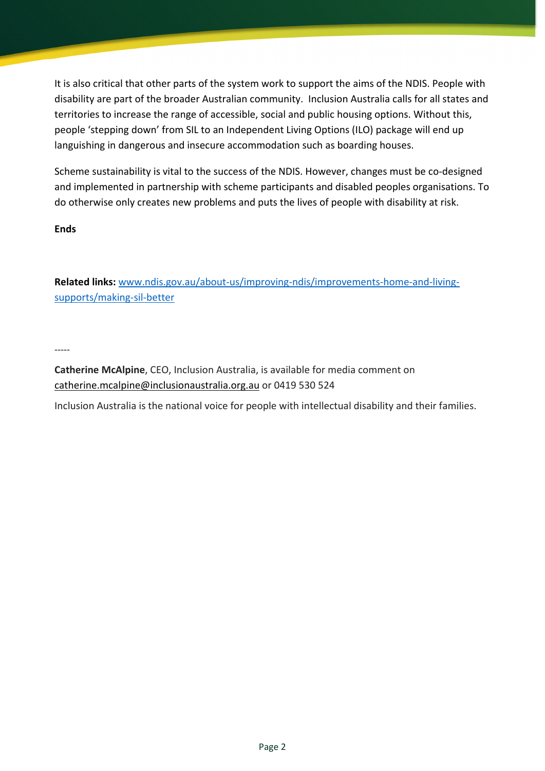It is also critical that other parts of the system work to support the aims of the NDIS. People with disability are part of the broader Australian community. Inclusion Australia calls for all states and territories to increase the range of accessible, social and public housing options. Without this, people 'stepping down' from SIL to an Independent Living Options (ILO) package will end up languishing in dangerous and insecure accommodation such as boarding houses.

Scheme sustainability is vital to the success of the NDIS. However, changes must be co-designed and implemented in partnership with scheme participants and disabled peoples organisations. To do otherwise only creates new problems and puts the lives of people with disability at risk.

**Ends**

**Related links:** [www.ndis.gov.au/about-us/improving-ndis/improvements-home-and-living-supports/making-sil-better](www.ndis.gov.au/about-us/improving-ndis/improvements-home-and-living-supports/making-sil-better)

-----

**Catherine McAlpine**, CEO, Inclusion Australia, is available for media comment on catherine.mcalpine@inclusionaustralia.org.au or 0419 530 524

Inclusion Australia is the national voice for people with intellectual disability and their families.